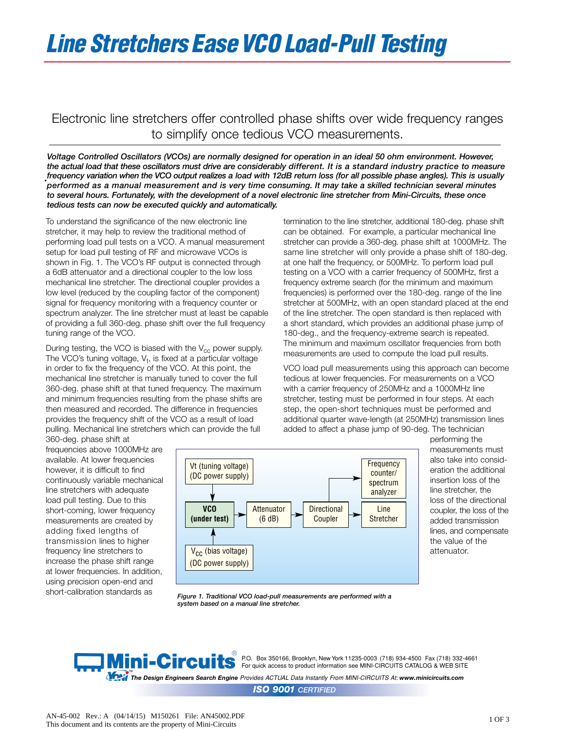# Line Stretchers Ease VCO Load-Pull Testing

Electronic line stretchers offer controlled phase shifts over wide frequency ranges to simplify once tedious VCO measurements.

***Voltage Controlled Oscillators (VCOs) are normally designed for operation in an ideal 50 ohm environment. However, the actual load that these oscillators must drive are considerably different. It is a standard industry practice to measure frequency variation when the VCO output realizes a load with 12dB return loss (for all possible phase angles). This is usually performed as a manual measurement and is very time consuming. It may take a skilled technician several minutes to several hours. Fortunately, with the development of a novel electronic line stretcher from Mini-Circuits, these once tedious tests can now be executed quickly and automatically.***

To understand the significance of the new electronic line stretcher, it may help to review the traditional method of performing load pull tests on a VCO. A manual measurement setup for load pull testing of RF and microwave VCOs is shown in Fig. 1. The VCO's RF output is connected through a 6dB attenuator and a directional coupler to the low loss mechanical line stretcher. The directional coupler provides a low level (reduced by the coupling factor of the component) signal for frequency monitoring with a frequency counter or spectrum analyzer. The line stretcher must at least be capable of providing a full 360-deg. phase shift over the full frequency tuning range of the VCO.

During testing, the VCO is biased with the $V_{cc}$ power supply. The VCO's tuning voltage, $V_t$, is fixed at a particular voltage in order to fix the frequency of the VCO. At this point, the mechanical line stretcher is manually tuned to cover the full 360-deg. phase shift at that tuned frequency. The maximum and minimum frequencies resulting from the phase shifts are then measured and recorded. The difference in frequencies provides the frequency shift of the VCO as a result of load pulling. Mechanical line stretchers which can provide the full 360-deg. phase shift at frequencies above 1000MHz are available. At lower frequencies however, it is difficult to find continuously variable mechanical line stretchers with adequate load pull testing. Due to this short-coming, lower frequency measurements are created by adding fixed lengths of transmission lines to higher frequency line stretchers to increase the phase shift range at lower frequencies. In addition, using precision open-end and short-calibration standards as termination to the line stretcher, additional 180-deg. phase shift can be obtained. For example, a particular mechanical line stretcher can provide a 360-deg. phase shift at 1000MHz. The same line stretcher will only provide a phase shift of 180-deg. at one half the frequency, or 500MHz. To perform load pull testing on a VCO with a carrier frequency of 500MHz, first a frequency extreme search (for the minimum and maximum frequencies) is performed over the 180-deg. range of the line stretcher at 500MHz, with an open standard placed at the end of the line stretcher. The open standard is then replaced with a short standard, which provides an additional phase jump of 180-deg., and the frequency-extreme search is repeated. The minimum and maximum oscillator frequencies from both measurements are used to compute the load pull results.

VCO load pull measurements using this approach can become tedious at lower frequencies. For measurements on a VCO with a carrier frequency of 250MHz and a 1000MHz line stretcher, testing must be performed in four steps. At each step, the open-short techniques must be performed and additional quarter wave-length (at 250MHz) transmission lines added to affect a phase jump of 90-deg. The technician performing the measurements must also take into consideration the additional insertion loss of the line stretcher, the loss of the directional coupler, the loss of the added transmission lines, and compensate the value of the attenuator.

*Figure 1. Traditional VCO load-pull measurements are performed with a system based on a manual line stretcher.*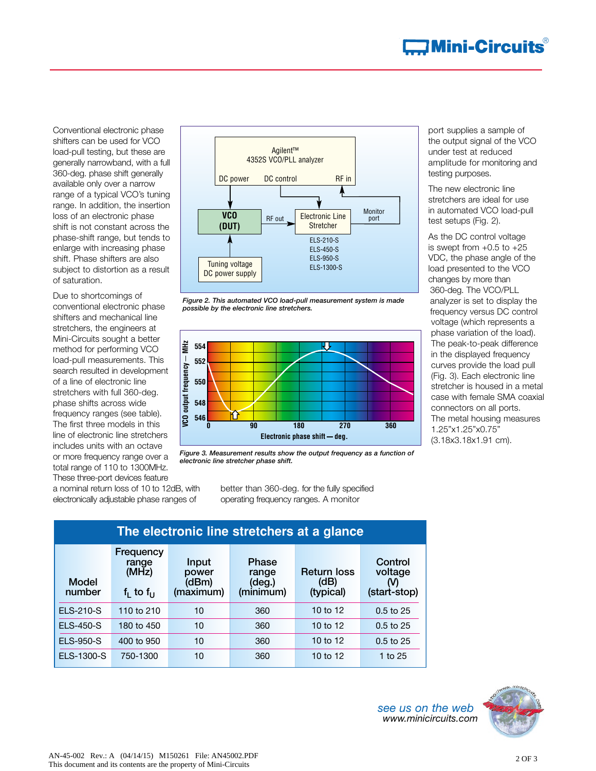Conventional electronic phase shifters can be used for VCO load-pull testing, but these are generally narrowband, with a full 360-deg. phase shift generally available only over a narrow range of a typical VCO's tuning range. In addition, the insertion loss of an electronic phase shift is not constant across the phase-shift range, but tends to enlarge with increasing phase shift. Phase shifters are also subject to distortion as a result of saturation.

Due to shortcomings of conventional electronic phase shifters and mechanical line stretchers, the engineers at Mini-Circuits sought a better method for performing VCO load-pull measurements. This search resulted in development of a line of electronic line stretchers with full 360-deg. phase shifts across wide frequency ranges (see table). The first three models in this line of electronic line stretchers includes units with an octave or more frequency range over a total range of 110 to 1300MHz. These three-port devices feature a nominal return loss of 10 to 12dB, with electronically adjustable phase ranges of better than 360-deg. for the fully specified operating frequency ranges. A monitor port supplies a sample of the output signal of the VCO under test at reduced amplitude for monitoring and testing purposes.

*Figure 2. This automated VCO load-pull measurement system is made possible by the electronic line stretchers.*

*Figure 3. Measurement results show the output frequency as a function of electronic line stretcher phase shift.*

The new electronic line stretchers are ideal for use in automated VCO load-pull test setups (Fig. 2).

As the DC control voltage is swept from +0.5 to +25 VDC, the phase angle of the load presented to the VCO changes by more than 360-deg. The VCO/PLL analyzer is set to display the frequency versus DC control voltage (which represents a phase variation of the load). The peak-to-peak difference in the displayed frequency curves provide the load pull (Fig. 3). Each electronic line stretcher is housed in a metal case with female SMA coaxial connectors on all ports. The metal housing measures 1.25"x1.25"x0.75" (3.18x3.18x1.91 cm).

## The electronic line stretchers at a glance

| Model number | Frequency range (MHz) $f_L$ to $f_U$ | Input power (dBm) (maximum) | Phase range (deg.) (minimum) | Return loss (dB) (typical) | Control voltage (V) (start-stop) |
|---|---|---|---|---|---|
| ELS-210-S | 110 to 210 | 10 | 360 | 10 to 12 | 0.5 to 25 |
| ELS-450-S | 180 to 450 | 10 | 360 | 10 to 12 | 0.5 to 25 |
| ELS-950-S | 400 to 950 | 10 | 360 | 10 to 12 | 0.5 to 25 |
| ELS-1300-S | 750-1300 | 10 | 360 | 10 to 12 | 1 to 25 |

*see us on the web*
*www.minicircuits.com*

AN-45-002 Rev.: A (04/14/15) M150261 File: AN45002.PDF
This document and its contents are the property of Mini-Circuits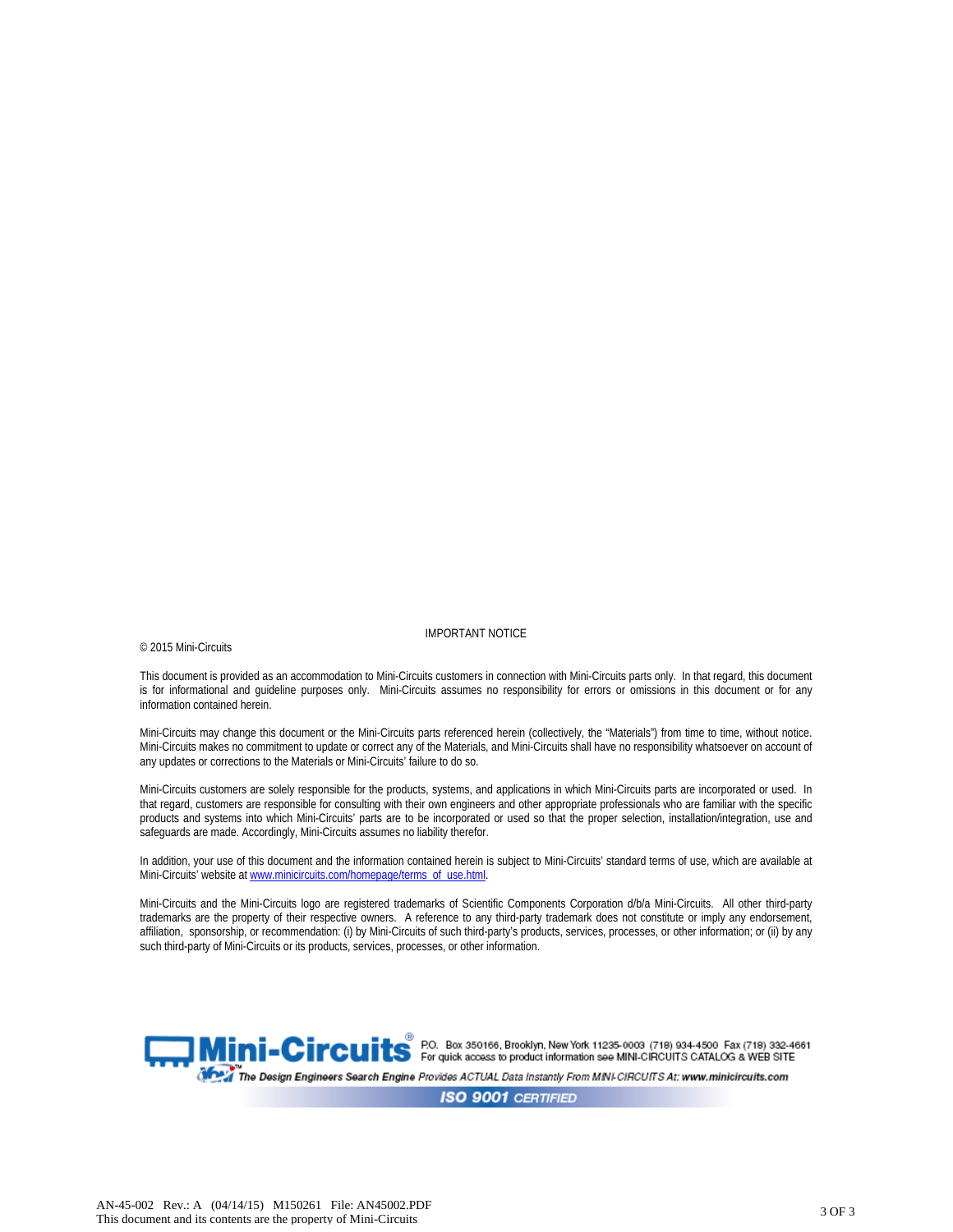IMPORTANT NOTICE

© 2015 Mini-Circuits

This document is provided as an accommodation to Mini-Circuits customers in connection with Mini-Circuits parts only. In that regard, this document is for informational and guideline purposes only. Mini-Circuits assumes no responsibility for errors or omissions in this document or for any information contained herein.

Mini-Circuits may change this document or the Mini-Circuits parts referenced herein (collectively, the "Materials") from time to time, without notice. Mini-Circuits makes no commitment to update or correct any of the Materials, and Mini-Circuits shall have no responsibility whatsoever on account of any updates or corrections to the Materials or Mini-Circuits' failure to do so.

Mini-Circuits customers are solely responsible for the products, systems, and applications in which Mini-Circuits parts are incorporated or used. In that regard, customers are responsible for consulting with their own engineers and other appropriate professionals who are familiar with the specific products and systems into which Mini-Circuits' parts are to be incorporated or used so that the proper selection, installation/integration, use and safeguards are made. Accordingly, Mini-Circuits assumes no liability therefor.

In addition, your use of this document and the information contained herein is subject to Mini-Circuits' standard terms of use, which are available at Mini-Circuits' website at www.minicircuits.com/homepage/terms_of_use.html.

Mini-Circuits and the Mini-Circuits logo are registered trademarks of Scientific Components Corporation d/b/a Mini-Circuits. All other third-party trademarks are the property of their respective owners. A reference to any third-party trademark does not constitute or imply any endorsement, affiliation, sponsorship, or recommendation: (i) by Mini-Circuits of such third-party's products, services, processes, or other information; or (ii) by any such third-party of Mini-Circuits or its products, services, processes, or other information.

Mini-Circuits® P.O. Box 350166, Brooklyn, New York 11235-0003 (718) 934-4500 Fax (718) 332-4661
For quick access to product information see MINI-CIRCUITS CATALOG & WEB SITE

The Design Engineers Search Engine Provides ACTUAL Data Instantly From MINI-CIRCUITS At: www.minicircuits.com

ISO 9001 CERTIFIED

AN-45-002 Rev.: A (04/14/15) M150261 File: AN45002.PDF
This document and its contents are the property of Mini-Circuits